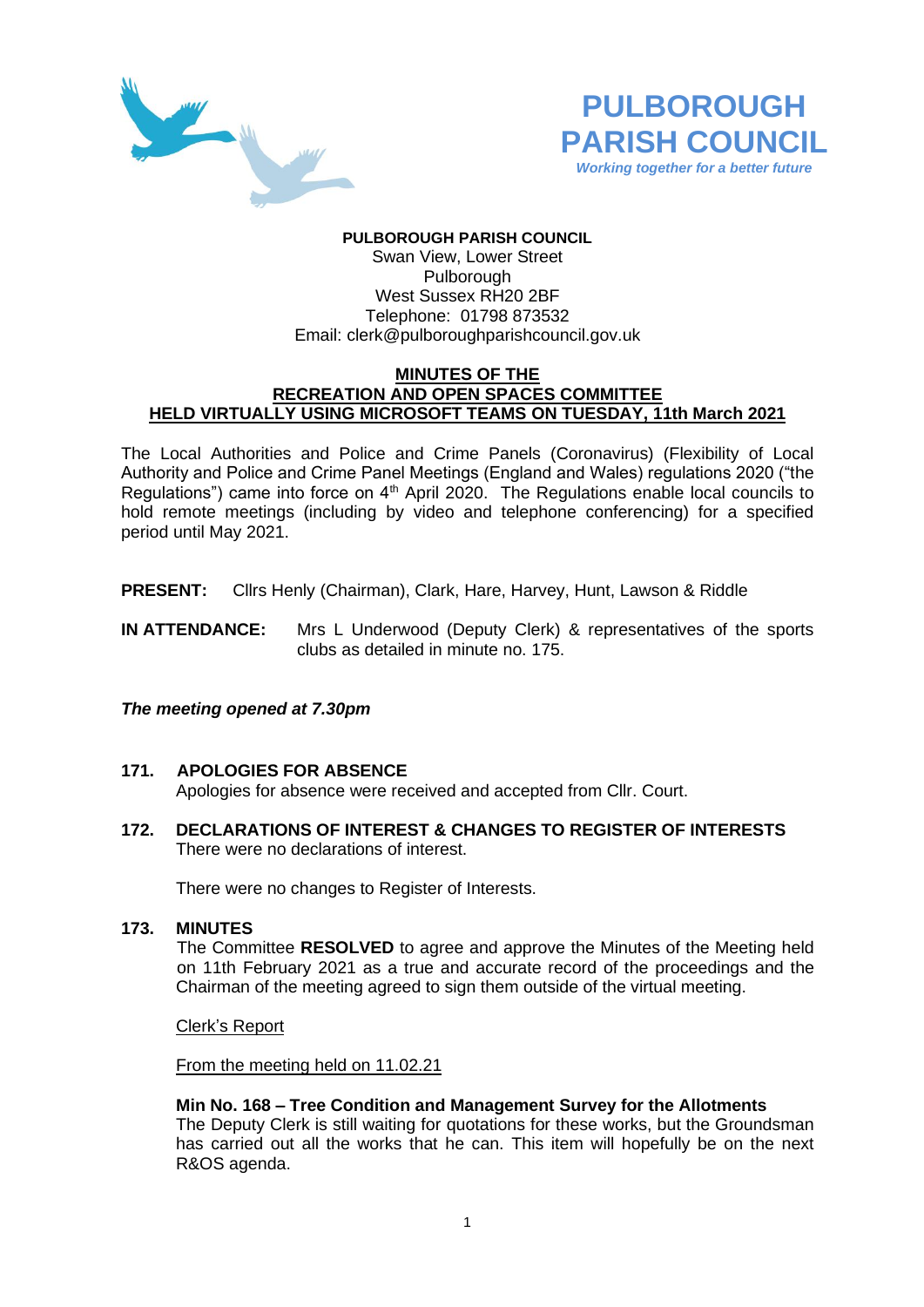# PULBOROUGH PARISH COUNCIL

*Working together for a better future*

**PULBOROUGH PARISH COUNCIL**
Swan View, Lower Street
Pulborough
West Sussex RH20 2BF
Telephone: 01798 873532
Email: clerk@pulboroughparishcouncil.gov.uk

**MINUTES OF THE**
**RECREATION AND OPEN SPACES COMMITTEE**
**HELD VIRTUALLY USING MICROSOFT TEAMS ON TUESDAY, 11th March 2021**

The Local Authorities and Police and Crime Panels (Coronavirus) (Flexibility of Local Authority and Police and Crime Panel Meetings (England and Wales) regulations 2020 ("the Regulations") came into force on 4th April 2020. The Regulations enable local councils to hold remote meetings (including by video and telephone conferencing) for a specified period until May 2021.

**PRESENT:** Cllrs Henly (Chairman), Clark, Hare, Harvey, Hunt, Lawson & Riddle

**IN ATTENDANCE:** Mrs L Underwood (Deputy Clerk) & representatives of the sports clubs as detailed in minute no. 175.

***The meeting opened at 7.30pm***

**171. APOLOGIES FOR ABSENCE**

Apologies for absence were received and accepted from Cllr. Court.

**172. DECLARATIONS OF INTEREST & CHANGES TO REGISTER OF INTERESTS**

There were no declarations of interest.

There were no changes to Register of Interests.

**173. MINUTES**

The Committee **RESOLVED** to agree and approve the Minutes of the Meeting held on 11th February 2021 as a true and accurate record of the proceedings and the Chairman of the meeting agreed to sign them outside of the virtual meeting.

Clerk's Report

From the meeting held on 11.02.21

**Min No. 168 – Tree Condition and Management Survey for the Allotments**
The Deputy Clerk is still waiting for quotations for these works, but the Groundsman has carried out all the works that he can. This item will hopefully be on the next R&OS agenda.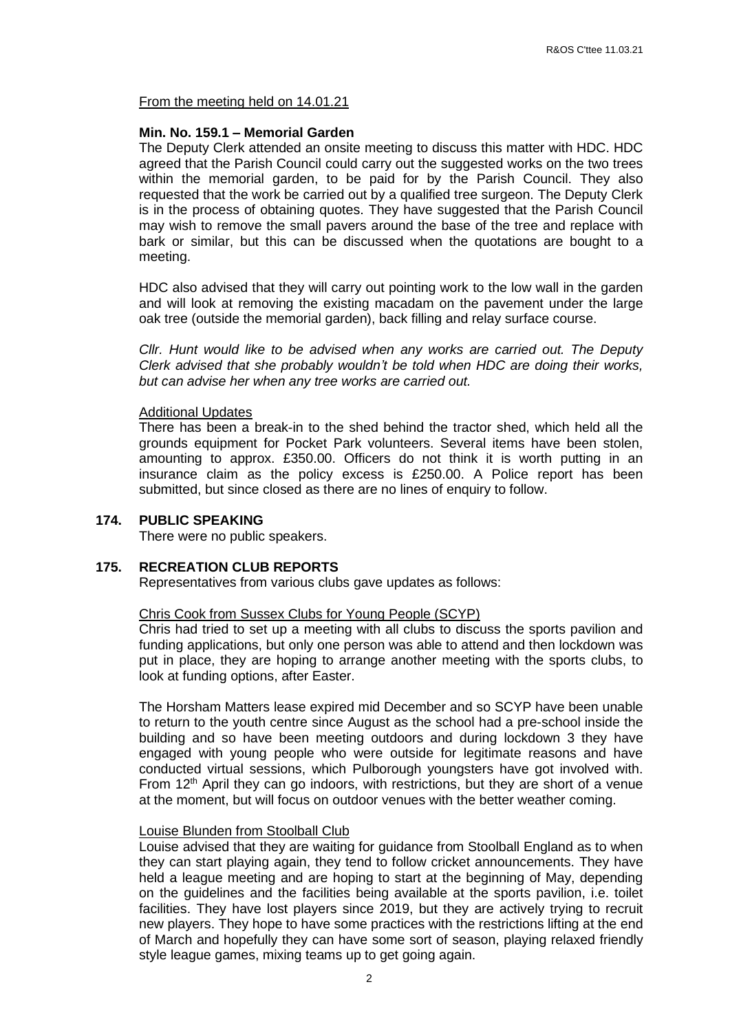From the meeting held on 14.01.21

**Min. No. 159.1 – Memorial Garden**

The Deputy Clerk attended an onsite meeting to discuss this matter with HDC. HDC agreed that the Parish Council could carry out the suggested works on the two trees within the memorial garden, to be paid for by the Parish Council. They also requested that the work be carried out by a qualified tree surgeon. The Deputy Clerk is in the process of obtaining quotes. They have suggested that the Parish Council may wish to remove the small pavers around the base of the tree and replace with bark or similar, but this can be discussed when the quotations are bought to a meeting.

HDC also advised that they will carry out pointing work to the low wall in the garden and will look at removing the existing macadam on the pavement under the large oak tree (outside the memorial garden), back filling and relay surface course.

*Cllr. Hunt would like to be advised when any works are carried out. The Deputy Clerk advised that she probably wouldn't be told when HDC are doing their works, but can advise her when any tree works are carried out.*

Additional Updates

There has been a break-in to the shed behind the tractor shed, which held all the grounds equipment for Pocket Park volunteers. Several items have been stolen, amounting to approx. £350.00. Officers do not think it is worth putting in an insurance claim as the policy excess is £250.00. A Police report has been submitted, but since closed as there are no lines of enquiry to follow.

## 174. PUBLIC SPEAKING

There were no public speakers.

## 175. RECREATION CLUB REPORTS

Representatives from various clubs gave updates as follows:

Chris Cook from Sussex Clubs for Young People (SCYP)

Chris had tried to set up a meeting with all clubs to discuss the sports pavilion and funding applications, but only one person was able to attend and then lockdown was put in place, they are hoping to arrange another meeting with the sports clubs, to look at funding options, after Easter.

The Horsham Matters lease expired mid December and so SCYP have been unable to return to the youth centre since August as the school had a pre-school inside the building and so have been meeting outdoors and during lockdown 3 they have engaged with young people who were outside for legitimate reasons and have conducted virtual sessions, which Pulborough youngsters have got involved with. From 12th April they can go indoors, with restrictions, but they are short of a venue at the moment, but will focus on outdoor venues with the better weather coming.

Louise Blunden from Stoolball Club

Louise advised that they are waiting for guidance from Stoolball England as to when they can start playing again, they tend to follow cricket announcements. They have held a league meeting and are hoping to start at the beginning of May, depending on the guidelines and the facilities being available at the sports pavilion, i.e. toilet facilities. They have lost players since 2019, but they are actively trying to recruit new players. They hope to have some practices with the restrictions lifting at the end of March and hopefully they can have some sort of season, playing relaxed friendly style league games, mixing teams up to get going again.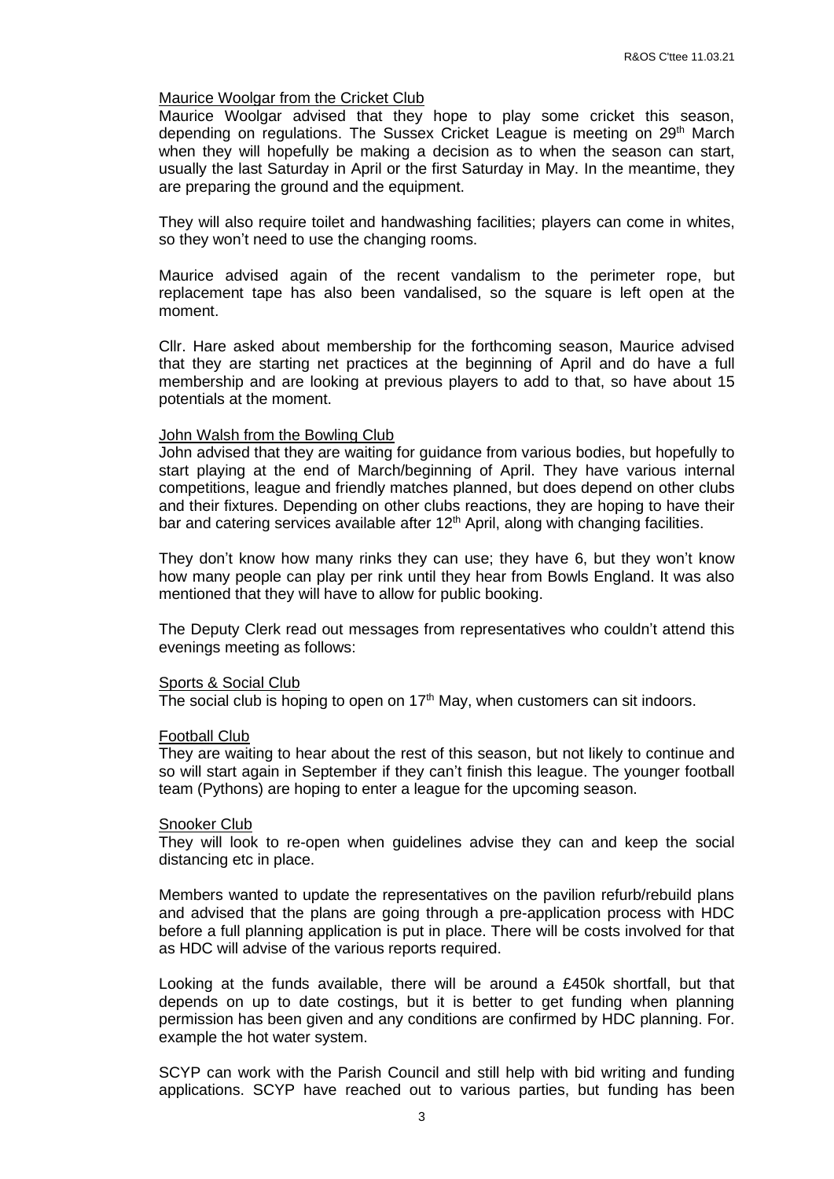Maurice Woolgar from the Cricket Club

Maurice Woolgar advised that they hope to play some cricket this season, depending on regulations. The Sussex Cricket League is meeting on 29th March when they will hopefully be making a decision as to when the season can start, usually the last Saturday in April or the first Saturday in May. In the meantime, they are preparing the ground and the equipment.

They will also require toilet and handwashing facilities; players can come in whites, so they won't need to use the changing rooms.

Maurice advised again of the recent vandalism to the perimeter rope, but replacement tape has also been vandalised, so the square is left open at the moment.

Cllr. Hare asked about membership for the forthcoming season, Maurice advised that they are starting net practices at the beginning of April and do have a full membership and are looking at previous players to add to that, so have about 15 potentials at the moment.

John Walsh from the Bowling Club

John advised that they are waiting for guidance from various bodies, but hopefully to start playing at the end of March/beginning of April. They have various internal competitions, league and friendly matches planned, but does depend on other clubs and their fixtures. Depending on other clubs reactions, they are hoping to have their bar and catering services available after 12th April, along with changing facilities.

They don't know how many rinks they can use; they have 6, but they won't know how many people can play per rink until they hear from Bowls England. It was also mentioned that they will have to allow for public booking.

The Deputy Clerk read out messages from representatives who couldn't attend this evenings meeting as follows:

Sports & Social Club

The social club is hoping to open on 17th May, when customers can sit indoors.

Football Club

They are waiting to hear about the rest of this season, but not likely to continue and so will start again in September if they can't finish this league. The younger football team (Pythons) are hoping to enter a league for the upcoming season.

Snooker Club

They will look to re-open when guidelines advise they can and keep the social distancing etc in place.

Members wanted to update the representatives on the pavilion refurb/rebuild plans and advised that the plans are going through a pre-application process with HDC before a full planning application is put in place. There will be costs involved for that as HDC will advise of the various reports required.

Looking at the funds available, there will be around a £450k shortfall, but that depends on up to date costings, but it is better to get funding when planning permission has been given and any conditions are confirmed by HDC planning. For. example the hot water system.

SCYP can work with the Parish Council and still help with bid writing and funding applications. SCYP have reached out to various parties, but funding has been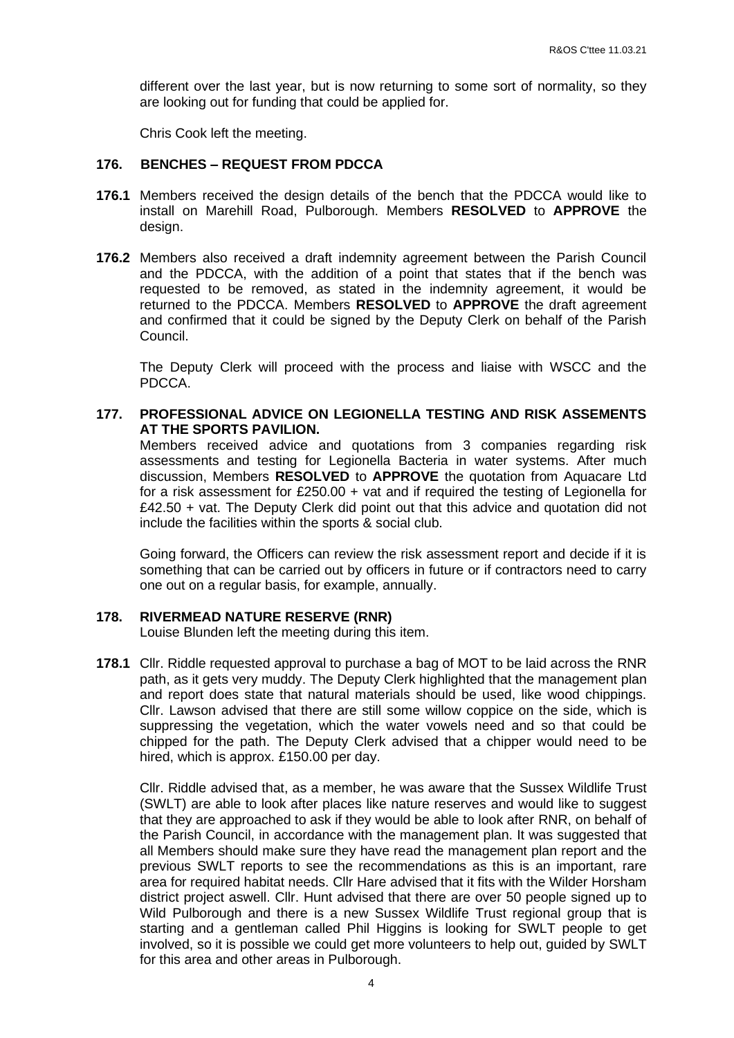different over the last year, but is now returning to some sort of normality, so they are looking out for funding that could be applied for.

Chris Cook left the meeting.

## 176. BENCHES – REQUEST FROM PDCCA

**176.1** Members received the design details of the bench that the PDCCA would like to install on Marehill Road, Pulborough. Members **RESOLVED** to **APPROVE** the design.

**176.2** Members also received a draft indemnity agreement between the Parish Council and the PDCCA, with the addition of a point that states that if the bench was requested to be removed, as stated in the indemnity agreement, it would be returned to the PDCCA. Members **RESOLVED** to **APPROVE** the draft agreement and confirmed that it could be signed by the Deputy Clerk on behalf of the Parish Council.

The Deputy Clerk will proceed with the process and liaise with WSCC and the PDCCA.

## 177. PROFESSIONAL ADVICE ON LEGIONELLA TESTING AND RISK ASSEMENTS AT THE SPORTS PAVILION.

Members received advice and quotations from 3 companies regarding risk assessments and testing for Legionella Bacteria in water systems. After much discussion, Members **RESOLVED** to **APPROVE** the quotation from Aquacare Ltd for a risk assessment for £250.00 + vat and if required the testing of Legionella for £42.50 + vat. The Deputy Clerk did point out that this advice and quotation did not include the facilities within the sports & social club.

Going forward, the Officers can review the risk assessment report and decide if it is something that can be carried out by officers in future or if contractors need to carry one out on a regular basis, for example, annually.

## 178. RIVERMEAD NATURE RESERVE (RNR)

Louise Blunden left the meeting during this item.

**178.1** Cllr. Riddle requested approval to purchase a bag of MOT to be laid across the RNR path, as it gets very muddy. The Deputy Clerk highlighted that the management plan and report does state that natural materials should be used, like wood chippings. Cllr. Lawson advised that there are still some willow coppice on the side, which is suppressing the vegetation, which the water vowels need and so that could be chipped for the path. The Deputy Clerk advised that a chipper would need to be hired, which is approx. £150.00 per day.

Cllr. Riddle advised that, as a member, he was aware that the Sussex Wildlife Trust (SWLT) are able to look after places like nature reserves and would like to suggest that they are approached to ask if they would be able to look after RNR, on behalf of the Parish Council, in accordance with the management plan. It was suggested that all Members should make sure they have read the management plan report and the previous SWLT reports to see the recommendations as this is an important, rare area for required habitat needs. Cllr Hare advised that it fits with the Wilder Horsham district project aswell. Cllr. Hunt advised that there are over 50 people signed up to Wild Pulborough and there is a new Sussex Wildlife Trust regional group that is starting and a gentleman called Phil Higgins is looking for SWLT people to get involved, so it is possible we could get more volunteers to help out, guided by SWLT for this area and other areas in Pulborough.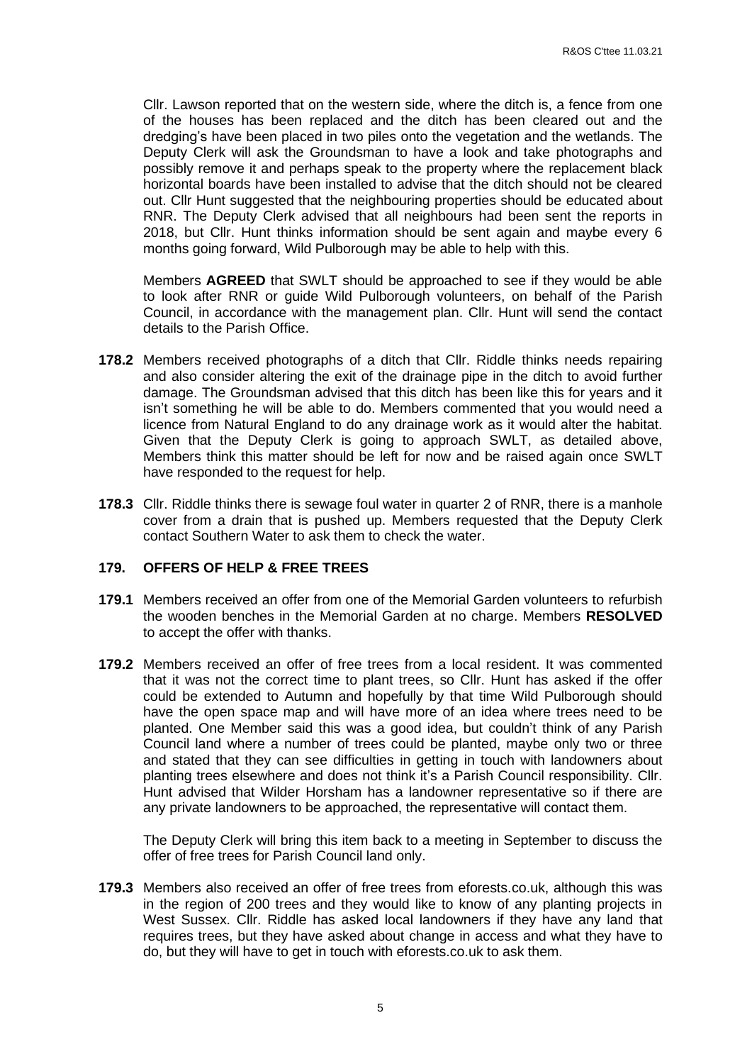Cllr. Lawson reported that on the western side, where the ditch is, a fence from one of the houses has been replaced and the ditch has been cleared out and the dredging's have been placed in two piles onto the vegetation and the wetlands. The Deputy Clerk will ask the Groundsman to have a look and take photographs and possibly remove it and perhaps speak to the property where the replacement black horizontal boards have been installed to advise that the ditch should not be cleared out. Cllr Hunt suggested that the neighbouring properties should be educated about RNR. The Deputy Clerk advised that all neighbours had been sent the reports in 2018, but Cllr. Hunt thinks information should be sent again and maybe every 6 months going forward, Wild Pulborough may be able to help with this.

Members **AGREED** that SWLT should be approached to see if they would be able to look after RNR or guide Wild Pulborough volunteers, on behalf of the Parish Council, in accordance with the management plan. Cllr. Hunt will send the contact details to the Parish Office.

**178.2** Members received photographs of a ditch that Cllr. Riddle thinks needs repairing and also consider altering the exit of the drainage pipe in the ditch to avoid further damage. The Groundsman advised that this ditch has been like this for years and it isn't something he will be able to do. Members commented that you would need a licence from Natural England to do any drainage work as it would alter the habitat. Given that the Deputy Clerk is going to approach SWLT, as detailed above, Members think this matter should be left for now and be raised again once SWLT have responded to the request for help.

**178.3** Cllr. Riddle thinks there is sewage foul water in quarter 2 of RNR, there is a manhole cover from a drain that is pushed up. Members requested that the Deputy Clerk contact Southern Water to ask them to check the water.

## 179. OFFERS OF HELP & FREE TREES

**179.1** Members received an offer from one of the Memorial Garden volunteers to refurbish the wooden benches in the Memorial Garden at no charge. Members **RESOLVED** to accept the offer with thanks.

**179.2** Members received an offer of free trees from a local resident. It was commented that it was not the correct time to plant trees, so Cllr. Hunt has asked if the offer could be extended to Autumn and hopefully by that time Wild Pulborough should have the open space map and will have more of an idea where trees need to be planted. One Member said this was a good idea, but couldn't think of any Parish Council land where a number of trees could be planted, maybe only two or three and stated that they can see difficulties in getting in touch with landowners about planting trees elsewhere and does not think it's a Parish Council responsibility. Cllr. Hunt advised that Wilder Horsham has a landowner representative so if there are any private landowners to be approached, the representative will contact them.

The Deputy Clerk will bring this item back to a meeting in September to discuss the offer of free trees for Parish Council land only.

**179.3** Members also received an offer of free trees from eforests.co.uk, although this was in the region of 200 trees and they would like to know of any planting projects in West Sussex. Cllr. Riddle has asked local landowners if they have any land that requires trees, but they have asked about change in access and what they have to do, but they will have to get in touch with eforests.co.uk to ask them.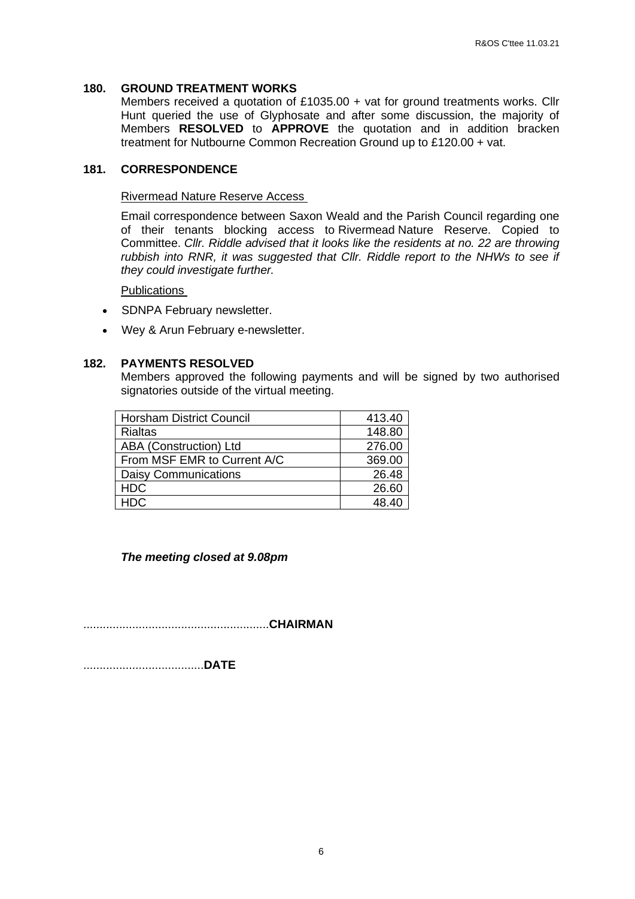## 180. GROUND TREATMENT WORKS

Members received a quotation of £1035.00 + vat for ground treatments works. Cllr Hunt queried the use of Glyphosate and after some discussion, the majority of Members **RESOLVED** to **APPROVE** the quotation and in addition bracken treatment for Nutbourne Common Recreation Ground up to £120.00 + vat.

## 181. CORRESPONDENCE

Rivermead Nature Reserve Access

Email correspondence between Saxon Weald and the Parish Council regarding one of their tenants blocking access to Rivermead Nature Reserve. Copied to Committee. *Cllr. Riddle advised that it looks like the residents at no. 22 are throwing rubbish into RNR, it was suggested that Cllr. Riddle report to the NHWs to see if they could investigate further.*

Publications

- SDNPA February newsletter.
- Wey & Arun February e-newsletter.

## 182. PAYMENTS RESOLVED

Members approved the following payments and will be signed by two authorised signatories outside of the virtual meeting.

| | |
|---|---|
| Horsham District Council | 413.40 |
| Rialtas | 148.80 |
| ABA (Construction) Ltd | 276.00 |
| From MSF EMR to Current A/C | 369.00 |
| Daisy Communications | 26.48 |
| HDC | 26.60 |
| HDC | 48.40 |

***The meeting closed at 9.08pm***

.........................................................**CHAIRMAN**

.....................................**DATE**